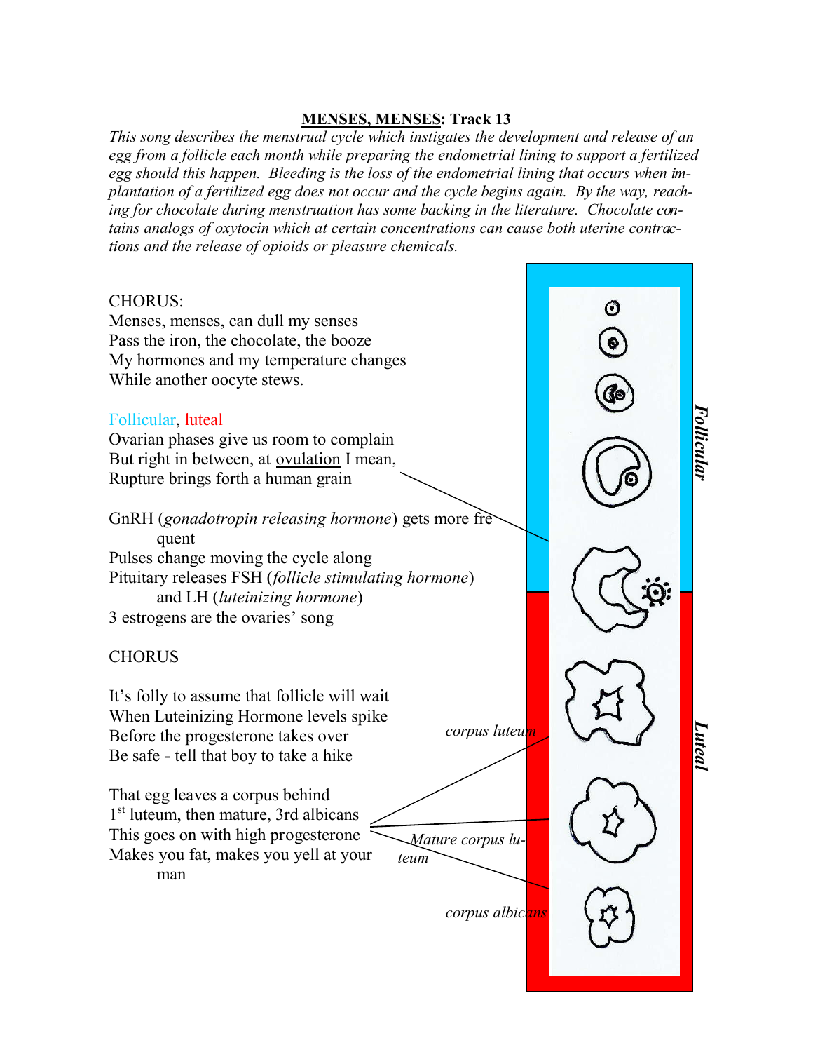# MENSES, MENSES: Track 13

*This song describes the menstrual cycle which instigates the development and release of an egg from a follicle each month while preparing the endometrial lining to support a fertilized egg should this happen. Bleeding is the loss of the endometrial lining that occurs when implantation of a fertilized egg does not occur and the cycle begins again. By the way, reaching for chocolate during menstruation has some backing in the literature. Chocolate contains analogs of oxytocin which at certain concentrations can cause both uterine contractions and the release of opioids or pleasure chemicals.*

CHORUS:
Menses, menses, can dull my senses
Pass the iron, the chocolate, the booze
My hormones and my temperature changes
While another oocyte stews.

Follicular, luteal
Ovarian phases give us room to complain
But right in between, at ovulation I mean,
Rupture brings forth a human grain

GnRH (*gonadotropin releasing hormone*) gets more frequent
Pulses change moving the cycle along
Pituitary releases FSH (*follicle stimulating hormone*) and LH (*luteinizing hormone*)
3 estrogens are the ovaries' song

CHORUS

It's folly to assume that follicle will wait
When Luteinizing Hormone levels spike
Before the progesterone takes over
Be safe - tell that boy to take a hike

That egg leaves a corpus behind
1st luteum, then mature, 3rd albicans
This goes on with high progesterone
Makes you fat, makes you yell at your man

*Follicular*

*Luteal*

*corpus luteum*

*Mature corpus luteum*

*corpus albicans*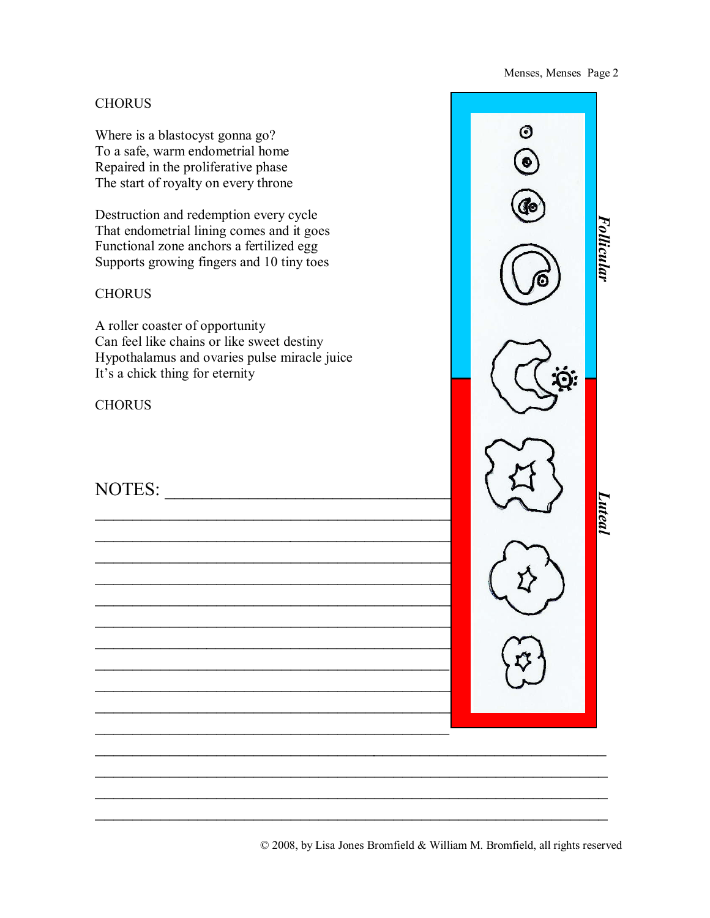CHORUS

Where is a blastocyst gonna go?
To a safe, warm endometrial home
Repaired in the proliferative phase
The start of royalty on every throne

Destruction and redemption every cycle
That endometrial lining comes and it goes
Functional zone anchors a fertilized egg
Supports growing fingers and 10 tiny toes

CHORUS

A roller coaster of opportunity
Can feel like chains or like sweet destiny
Hypothalamus and ovaries pulse miracle juice
It's a chick thing for eternity

CHORUS

NOTES:

Follicular

Luteal

© 2008, by Lisa Jones Bromfield & William M. Bromfield, all rights reserved